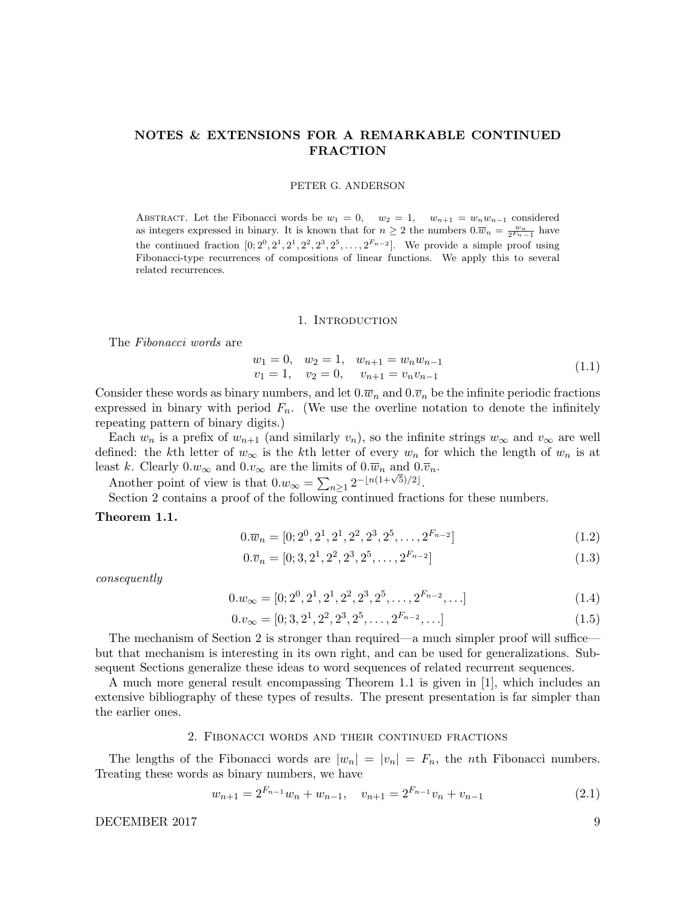# NOTES & EXTENSIONS FOR A REMARKABLE CONTINUED FRACTION

PETER G. ANDERSON

Abstract. Let the Fibonacci words be $w_1 = 0, \quad w_2 = 1, \quad w_{n+1} = w_n w_{n-1}$ considered as integers expressed in binary. It is known that for $n \geq 2$ the numbers $0.\overline{w}_n = \frac{w_n}{2^{F_n}-1}$ have the continued fraction $[0; 2^0, 2^1, 2^1, 2^2, 2^3, 2^5, \ldots, 2^{F_{n-2}}]$. We provide a simple proof using Fibonacci-type recurrences of compositions of linear functions. We apply this to several related recurrences.

## 1. Introduction

The *Fibonacci words* are

$$\begin{array}{lll} w_1 = 0, & w_2 = 1, & w_{n+1} = w_n w_{n-1} \\ v_1 = 1, & v_2 = 0, & v_{n+1} = v_n v_{n-1} \end{array} \tag{1.1}$$

Consider these words as binary numbers, and let $0.\overline{w}_n$ and $0.\overline{v}_n$ be the infinite periodic fractions expressed in binary with period $F_n$. (We use the overline notation to denote the infinitely repeating pattern of binary digits.)

Each $w_n$ is a prefix of $w_{n+1}$ (and similarly $v_n$), so the infinite strings $w_\infty$ and $v_\infty$ are well defined: the $k$th letter of $w_\infty$ is the $k$th letter of every $w_n$ for which the length of $w_n$ is at least $k$. Clearly $0.w_\infty$ and $0.v_\infty$ are the limits of $0.\overline{w}_n$ and $0.\overline{v}_n$.

Another point of view is that $0.w_\infty = \sum_{n\geq 1} 2^{-\lfloor n(1+\sqrt{5})/2 \rfloor}$.

Section 2 contains a proof of the following continued fractions for these numbers.

**Theorem 1.1.**

$$0.\overline{w}_n = [0; 2^0, 2^1, 2^1, 2^2, 2^3, 2^5, \ldots, 2^{F_{n-2}}] \tag{1.2}$$

$$0.\overline{v}_n = [0; 3, 2^1, 2^2, 2^3, 2^5, \ldots, 2^{F_{n-2}}] \tag{1.3}$$

*consequently*

$$0.w_\infty = [0; 2^0, 2^1, 2^1, 2^2, 2^3, 2^5, \ldots, 2^{F_{n-2}}, \ldots] \tag{1.4}$$

$$0.v_\infty = [0; 3, 2^1, 2^2, 2^3, 2^5, \ldots, 2^{F_{n-2}}, \ldots] \tag{1.5}$$

The mechanism of Section 2 is stronger than required—a much simpler proof will suffice—but that mechanism is interesting in its own right, and can be used for generalizations. Subsequent Sections generalize these ideas to word sequences of related recurrent sequences.

A much more general result encompassing Theorem 1.1 is given in [1], which includes an extensive bibliography of these types of results. The present presentation is far simpler than the earlier ones.

## 2. Fibonacci words and their continued fractions

The lengths of the Fibonacci words are $|w_n| = |v_n| = F_n$, the $n$th Fibonacci numbers. Treating these words as binary numbers, we have

$$w_{n+1} = 2^{F_{n-1}} w_n + w_{n-1}, \quad v_{n+1} = 2^{F_{n-1}} v_n + v_{n-1} \tag{2.1}$$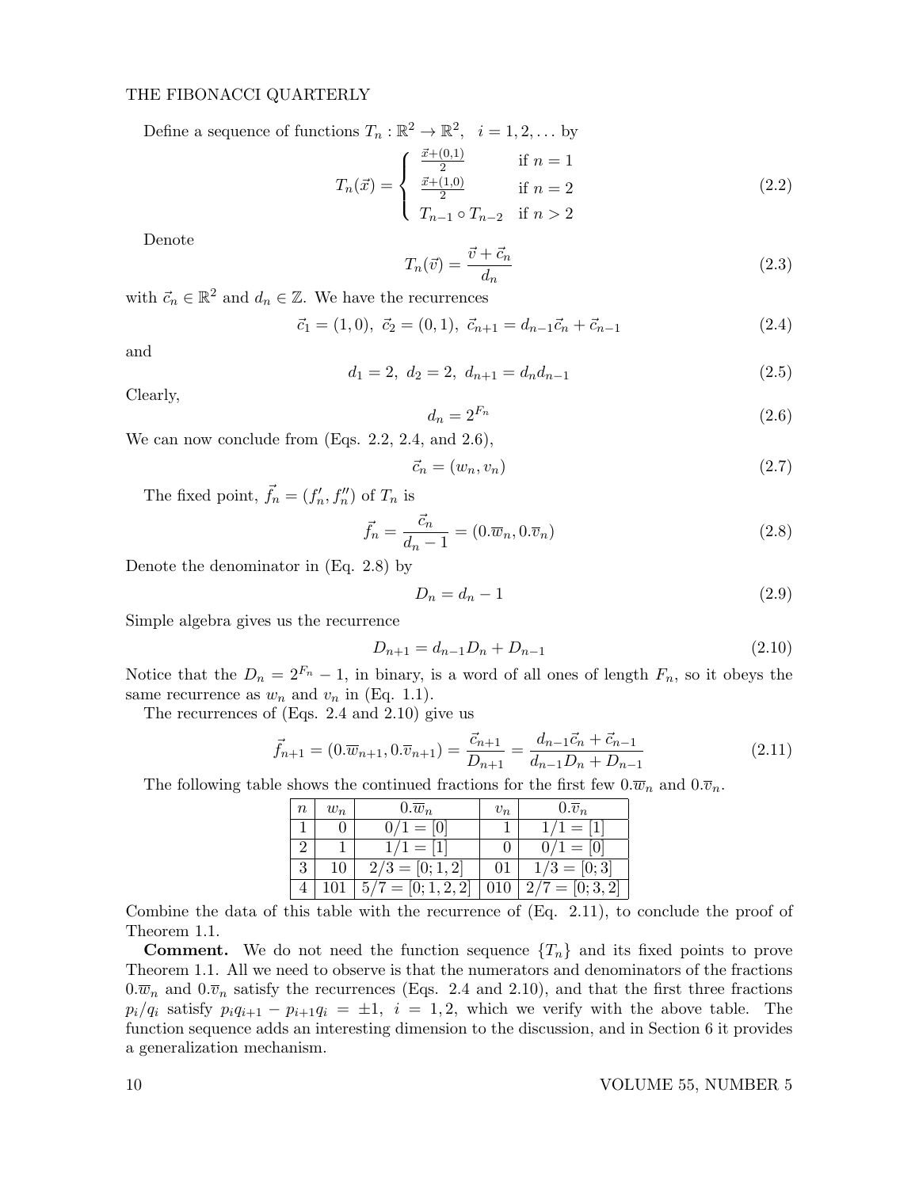Define a sequence of functions $T_n : \mathbb{R}^2 \to \mathbb{R}^2, \quad i = 1, 2, \ldots$ by

$$T_n(\vec{x}) = \begin{cases} \frac{\vec{x}+(0,1)}{2} & \text{if } n = 1 \\ \frac{\vec{x}+(1,0)}{2} & \text{if } n = 2 \\ T_{n-1} \circ T_{n-2} & \text{if } n > 2 \end{cases} \tag{2.2}$$

Denote

$$T_n(\vec{v}) = \frac{\vec{v} + \vec{c}_n}{d_n} \tag{2.3}$$

with $\vec{c}_n \in \mathbb{R}^2$ and $d_n \in \mathbb{Z}$. We have the recurrences

$$\vec{c}_1 = (1, 0),\ \vec{c}_2 = (0, 1),\ \vec{c}_{n+1} = d_{n-1}\vec{c}_n + \vec{c}_{n-1} \tag{2.4}$$

and

$$d_1 = 2,\ d_2 = 2,\ d_{n+1} = d_n d_{n-1} \tag{2.5}$$

Clearly,

$$d_n = 2^{F_n} \tag{2.6}$$

We can now conclude from (Eqs. 2.2, 2.4, and 2.6),

$$\vec{c}_n = (w_n, v_n) \tag{2.7}$$

The fixed point, $\vec{f}_n = (f'_n, f''_n)$ of $T_n$ is

$$\vec{f}_n = \frac{\vec{c}_n}{d_n - 1} = (0.\overline{w}_n, 0.\overline{v}_n) \tag{2.8}$$

Denote the denominator in (Eq. 2.8) by

$$D_n = d_n - 1 \tag{2.9}$$

Simple algebra gives us the recurrence

$$D_{n+1} = d_{n-1}D_n + D_{n-1} \tag{2.10}$$

Notice that the $D_n = 2^{F_n} - 1$, in binary, is a word of all ones of length $F_n$, so it obeys the same recurrence as $w_n$ and $v_n$ in (Eq. 1.1).

The recurrences of (Eqs. 2.4 and 2.10) give us

$$\vec{f}_{n+1} = (0.\overline{w}_{n+1}, 0.\overline{v}_{n+1}) = \frac{\vec{c}_{n+1}}{D_{n+1}} = \frac{d_{n-1}\vec{c}_n + \vec{c}_{n-1}}{d_{n-1}D_n + D_{n-1}} \tag{2.11}$$

The following table shows the continued fractions for the first few $0.\overline{w}_n$ and $0.\overline{v}_n$.

| $n$ | $w_n$ | $0.\overline{w}_n$ | $v_n$ | $0.\overline{v}_n$ |
|---|---|---|---|---|
| 1 | 0 | $0/1 = [0]$ | 1 | $1/1 = [1]$ |
| 2 | 1 | $1/1 = [1]$ | 0 | $0/1 = [0]$ |
| 3 | 10 | $2/3 = [0; 1, 2]$ | 01 | $1/3 = [0; 3]$ |
| 4 | 101 | $5/7 = [0; 1, 2, 2]$ | 010 | $2/7 = [0; 3, 2]$ |

Combine the data of this table with the recurrence of (Eq. 2.11), to conclude the proof of Theorem 1.1.

**Comment.** We do not need the function sequence $\{T_n\}$ and its fixed points to prove Theorem 1.1. All we need to observe is that the numerators and denominators of the fractions $0.\overline{w}_n$ and $0.\overline{v}_n$ satisfy the recurrences (Eqs. 2.4 and 2.10), and that the first three fractions $p_i/q_i$ satisfy $p_i q_{i+1} - p_{i+1} q_i = \pm 1,\ i = 1, 2$, which we verify with the above table. The function sequence adds an interesting dimension to the discussion, and in Section 6 it provides a generalization mechanism.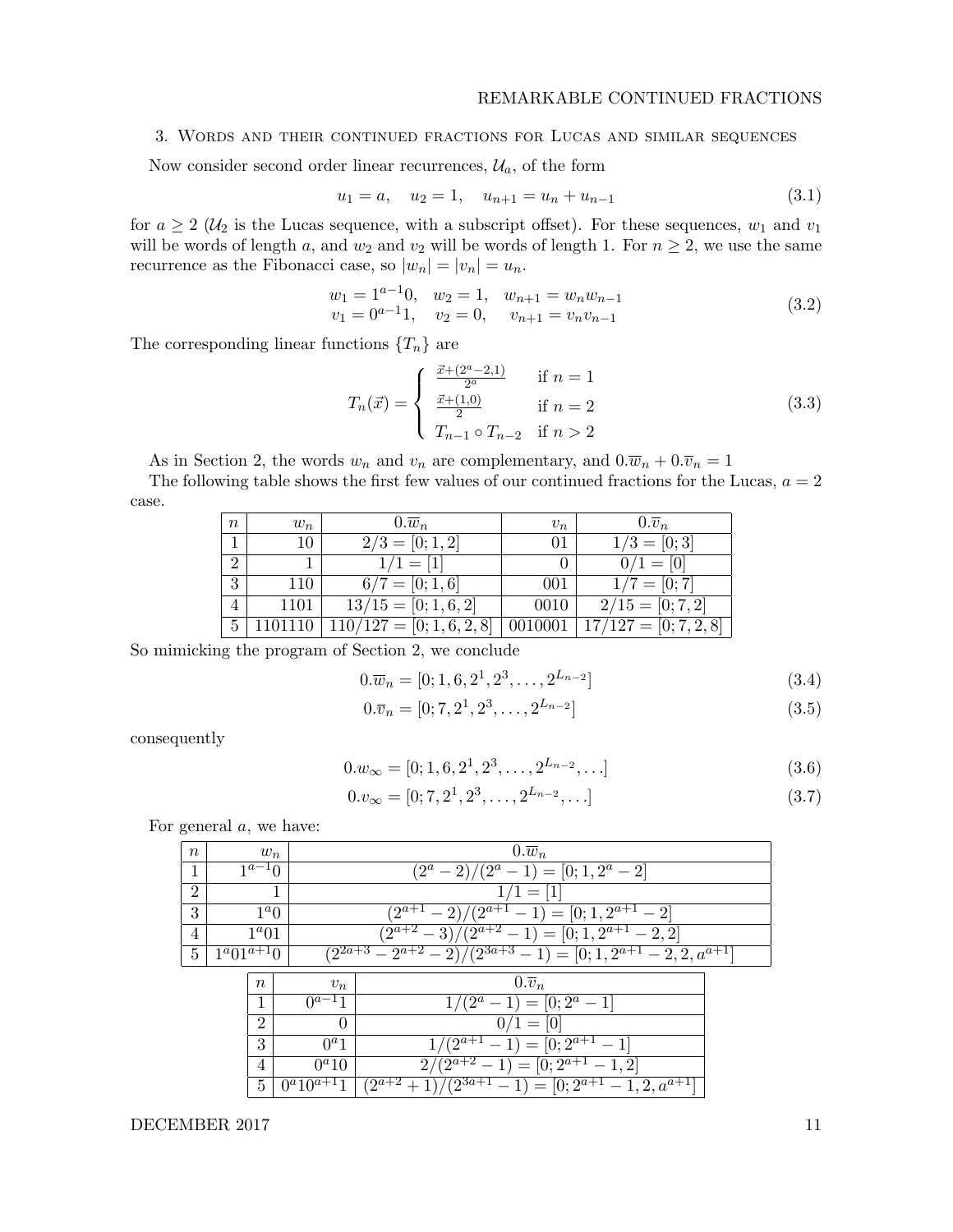## 3. Words and their continued fractions for Lucas and similar sequences

Now consider second order linear recurrences, $\mathcal{U}_a$, of the form

$$u_1 = a, \quad u_2 = 1, \quad u_{n+1} = u_n + u_{n-1} \tag{3.1}$$

for $a \geq 2$ ($\mathcal{U}_2$ is the Lucas sequence, with a subscript offset). For these sequences, $w_1$ and $v_1$ will be words of length $a$, and $w_2$ and $v_2$ will be words of length 1. For $n \geq 2$, we use the same recurrence as the Fibonacci case, so $|w_n| = |v_n| = u_n$.

$$\begin{array}{lll} w_1 = 1^{a-1}0, & w_2 = 1, & w_{n+1} = w_n w_{n-1} \\ v_1 = 0^{a-1}1, & v_2 = 0, & v_{n+1} = v_n v_{n-1} \end{array} \tag{3.2}$$

The corresponding linear functions $\{T_n\}$ are

$$T_n(\vec{x}) = \begin{cases} \frac{\vec{x}+(2^a-2,1)}{2^a} & \text{if } n = 1 \\ \frac{\vec{x}+(1,0)}{2} & \text{if } n = 2 \\ T_{n-1} \circ T_{n-2} & \text{if } n > 2 \end{cases} \tag{3.3}$$

As in Section 2, the words $w_n$ and $v_n$ are complementary, and $0.\overline{w}_n + 0.\overline{v}_n = 1$

The following table shows the first few values of our continued fractions for the Lucas, $a = 2$ case.

| $n$ | $w_n$ | $0.\overline{w}_n$ | $v_n$ | $0.\overline{v}_n$ |
|---|---|---|---|---|
| 1 | 10 | $2/3 = [0; 1, 2]$ | 01 | $1/3 = [0; 3]$ |
| 2 | 1 | $1/1 = [1]$ | 0 | $0/1 = [0]$ |
| 3 | 110 | $6/7 = [0; 1, 6]$ | 001 | $1/7 = [0; 7]$ |
| 4 | 1101 | $13/15 = [0; 1, 6, 2]$ | 0010 | $2/15 = [0; 7, 2]$ |
| 5 | 1101110 | $110/127 = [0; 1, 6, 2, 8]$ | 0010001 | $17/127 = [0; 7, 2, 8]$ |

So mimicking the program of Section 2, we conclude

$$0.\overline{w}_n = [0; 1, 6, 2^1, 2^3, \ldots, 2^{L_{n-2}}] \tag{3.4}$$

$$0.\overline{v}_n = [0; 7, 2^1, 2^3, \ldots, 2^{L_{n-2}}] \tag{3.5}$$

consequently

$$0.w_\infty = [0; 1, 6, 2^1, 2^3, \ldots, 2^{L_{n-2}}, \ldots] \tag{3.6}$$

$$0.v_\infty = [0; 7, 2^1, 2^3, \ldots, 2^{L_{n-2}}, \ldots] \tag{3.7}$$

For general $a$, we have:

| $n$ | $w_n$ | $0.\overline{w}_n$ |
|---|---|---|
| 1 | $1^{a-1}0$ | $(2^a - 2)/(2^a - 1) = [0; 1, 2^a - 2]$ |
| 2 | 1 | $1/1 = [1]$ |
| 3 | $1^a0$ | $(2^{a+1} - 2)/(2^{a+1} - 1) = [0; 1, 2^{a+1} - 2]$ |
| 4 | $1^a01$ | $(2^{a+2} - 3)/(2^{a+2} - 1) = [0; 1, 2^{a+1} - 2, 2]$ |
| 5 | $1^a01^{a+1}0$ | $(2^{2a+3} - 2^{a+2} - 2)/(2^{3a+3} - 1) = [0; 1, 2^{a+1} - 2, 2, a^{a+1}]$ |

| $n$ | $v_n$ | $0.\overline{v}_n$ |
|---|---|---|
| 1 | $0^{a-1}1$ | $1/(2^a - 1) = [0; 2^a - 1]$ |
| 2 | 0 | $0/1 = [0]$ |
| 3 | $0^a1$ | $1/(2^{a+1} - 1) = [0; 2^{a+1} - 1]$ |
| 4 | $0^a10$ | $2/(2^{a+2} - 1) = [0; 2^{a+1} - 1, 2]$ |
| 5 | $0^a10^{a+1}1$ | $(2^{a+2} + 1)/(2^{3a+1} - 1) = [0; 2^{a+1} - 1, 2, a^{a+1}]$ |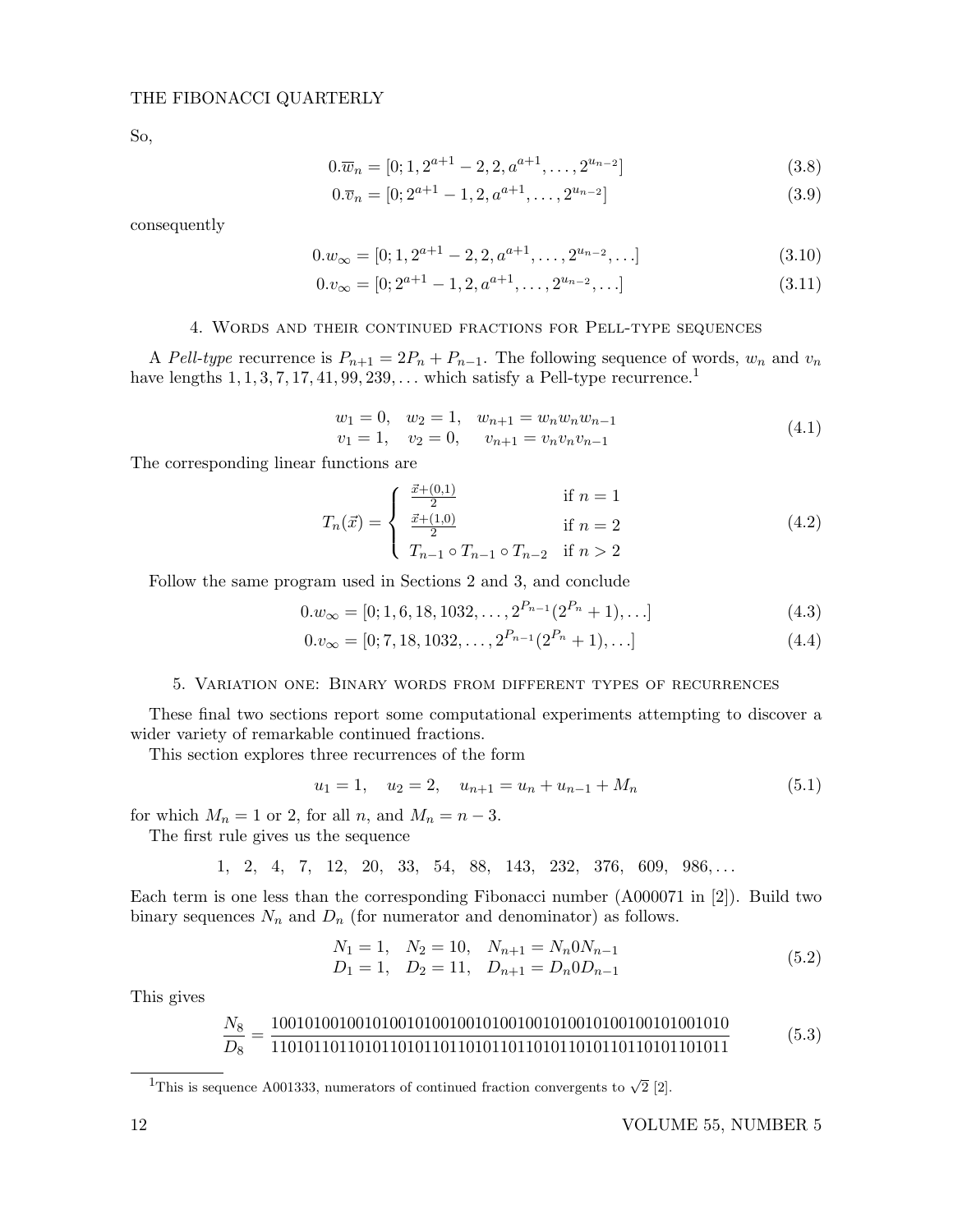So,

$$0.\overline{w}_n = [0; 1, 2^{a+1} - 2, 2, a^{a+1}, \ldots, 2^{u_{n-2}}] \tag{3.8}$$

$$0.\overline{v}_n = [0; 2^{a+1} - 1, 2, a^{a+1}, \ldots, 2^{u_{n-2}}] \tag{3.9}$$

consequently

$$0.w_\infty = [0; 1, 2^{a+1} - 2, 2, a^{a+1}, \ldots, 2^{u_{n-2}}, \ldots] \tag{3.10}$$

$$0.v_\infty = [0; 2^{a+1} - 1, 2, a^{a+1}, \ldots, 2^{u_{n-2}}, \ldots] \tag{3.11}$$

## 4. Words and their continued fractions for Pell-type sequences

A *Pell-type* recurrence is $P_{n+1} = 2P_n + P_{n-1}$. The following sequence of words, $w_n$ and $v_n$ have lengths $1, 1, 3, 7, 17, 41, 99, 239, \ldots$ which satisfy a Pell-type recurrence.[1]

$$\begin{aligned} w_1 = 0, \quad w_2 = 1, \quad w_{n+1} = w_n w_n w_{n-1} \\ v_1 = 1, \quad v_2 = 0, \quad v_{n+1} = v_n v_n v_{n-1} \end{aligned} \tag{4.1}$$

The corresponding linear functions are

$$T_n(\vec{x}) = \begin{cases} \frac{\vec{x}+(0,1)}{2} & \text{if } n = 1 \\ \frac{\vec{x}+(1,0)}{2} & \text{if } n = 2 \\ T_{n-1} \circ T_{n-1} \circ T_{n-2} & \text{if } n > 2 \end{cases} \tag{4.2}$$

Follow the same program used in Sections 2 and 3, and conclude

$$0.w_\infty = [0; 1, 6, 18, 1032, \ldots, 2^{P_{n-1}}(2^{P_n} + 1), \ldots] \tag{4.3}$$

$$0.v_\infty = [0; 7, 18, 1032, \ldots, 2^{P_{n-1}}(2^{P_n} + 1), \ldots] \tag{4.4}$$

## 5. Variation one: Binary words from different types of recurrences

These final two sections report some computational experiments attempting to discover a wider variety of remarkable continued fractions.

This section explores three recurrences of the form

$$u_1 = 1, \quad u_2 = 2, \quad u_{n+1} = u_n + u_{n-1} + M_n \tag{5.1}$$

for which $M_n = 1$ or $2$, for all $n$, and $M_n = n - 3$.

The first rule gives us the sequence

$$1, \;\; 2, \;\; 4, \;\; 7, \;\; 12, \;\; 20, \;\; 33, \;\; 54, \;\; 88, \;\; 143, \;\; 232, \;\; 376, \;\; 609, \;\; 986, \ldots$$

Each term is one less than the corresponding Fibonacci number (A000071 in [2]). Build two binary sequences $N_n$ and $D_n$ (for numerator and denominator) as follows.

$$\begin{aligned} N_1 = 1, \quad N_2 = 10, \quad N_{n+1} = N_n 0 N_{n-1} \\ D_1 = 1, \quad D_2 = 11, \quad D_{n+1} = D_n 0 D_{n-1} \end{aligned} \tag{5.2}$$

This gives

$$\frac{N_8}{D_8} = \frac{100101001001010010100100101001001010010100100101001010}{110101101101011010110110101101101011010110110101101011} \tag{5.3}$$

[1] This is sequence A001333, numerators of continued fraction convergents to $\sqrt{2}$ [2].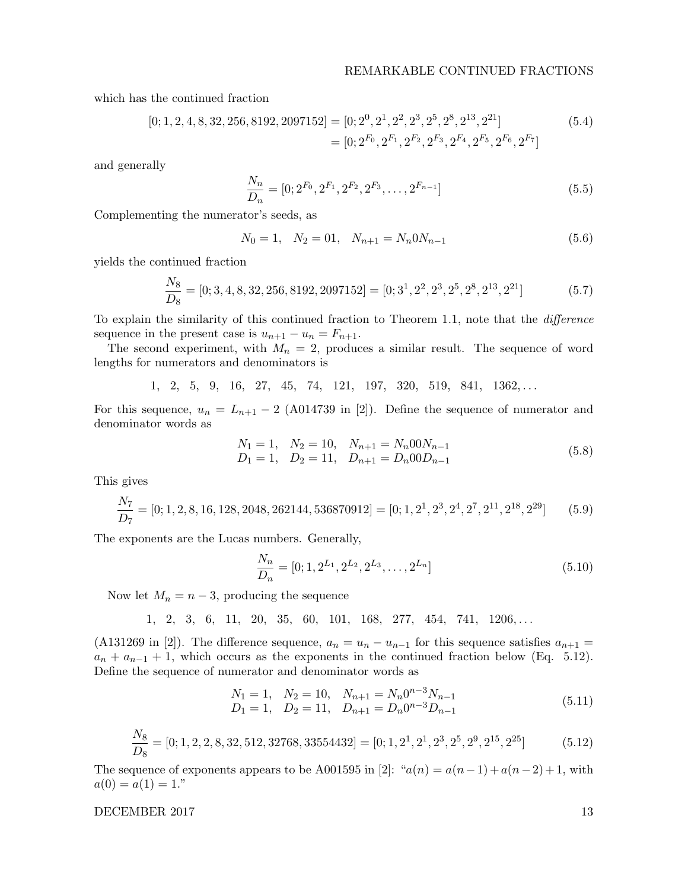which has the continued fraction

$$
\begin{aligned}
[0; 1, 2, 4, 8, 32, 256, 8192, 2097152] &= [0; 2^0, 2^1, 2^2, 2^3, 2^5, 2^8, 2^{13}, 2^{21}] \\
&= [0; 2^{F_0}, 2^{F_1}, 2^{F_2}, 2^{F_3}, 2^{F_4}, 2^{F_5}, 2^{F_6}, 2^{F_7}]
\end{aligned}
\tag{5.4}
$$

and generally

$$
\frac{N_n}{D_n} = [0; 2^{F_0}, 2^{F_1}, 2^{F_2}, 2^{F_3}, \ldots, 2^{F_{n-1}}] \tag{5.5}
$$

Complementing the numerator's seeds, as

$$
N_0 = 1, \quad N_2 = 01, \quad N_{n+1} = N_n 0 N_{n-1} \tag{5.6}
$$

yields the continued fraction

$$
\frac{N_8}{D_8} = [0; 3, 4, 8, 32, 256, 8192, 2097152] = [0; 3^1, 2^2, 2^3, 2^5, 2^8, 2^{13}, 2^{21}] \tag{5.7}
$$

To explain the similarity of this continued fraction to Theorem 1.1, note that the *difference* sequence in the present case is $u_{n+1} - u_n = F_{n+1}$.

The second experiment, with $M_n = 2$, produces a similar result. The sequence of word lengths for numerators and denominators is

$$
1, \quad 2, \quad 5, \quad 9, \quad 16, \quad 27, \quad 45, \quad 74, \quad 121, \quad 197, \quad 320, \quad 519, \quad 841, \quad 1362, \ldots
$$

For this sequence, $u_n = L_{n+1} - 2$ (A014739 in [2]). Define the sequence of numerator and denominator words as

$$
\begin{aligned}
N_1 = 1, \quad N_2 = 10, \quad N_{n+1} = N_n 00 N_{n-1} \\
D_1 = 1, \quad D_2 = 11, \quad D_{n+1} = D_n 00 D_{n-1}
\end{aligned}
\tag{5.8}
$$

This gives

$$
\frac{N_7}{D_7} = [0; 1, 2, 8, 16, 128, 2048, 262144, 536870912] = [0; 1, 2^1, 2^3, 2^4, 2^7, 2^{11}, 2^{18}, 2^{29}] \tag{5.9}
$$

The exponents are the Lucas numbers. Generally,

$$
\frac{N_n}{D_n} = [0; 1, 2^{L_1}, 2^{L_2}, 2^{L_3}, \ldots, 2^{L_n}] \tag{5.10}
$$

Now let $M_n = n - 3$, producing the sequence

$$
1, \quad 2, \quad 3, \quad 6, \quad 11, \quad 20, \quad 35, \quad 60, \quad 101, \quad 168, \quad 277, \quad 454, \quad 741, \quad 1206, \ldots
$$

(A131269 in [2]). The difference sequence, $a_n = u_n - u_{n-1}$ for this sequence satisfies $a_{n+1} = a_n + a_{n-1} + 1$, which occurs as the exponents in the continued fraction below (Eq. 5.12). Define the sequence of numerator and denominator words as

$$
\begin{aligned}
N_1 = 1, \quad N_2 = 10, \quad N_{n+1} = N_n 0^{n-3} N_{n-1} \\
D_1 = 1, \quad D_2 = 11, \quad D_{n+1} = D_n 0^{n-3} D_{n-1}
\end{aligned}
\tag{5.11}
$$

$$
\frac{N_8}{D_8} = [0; 1, 2, 2, 8, 32, 512, 32768, 33554432] = [0; 1, 2^1, 2^1, 2^3, 2^5, 2^9, 2^{15}, 2^{25}] \tag{5.12}
$$

The sequence of exponents appears to be A001595 in [2]: "$a(n) = a(n-1) + a(n-2) + 1$, with $a(0) = a(1) = 1$."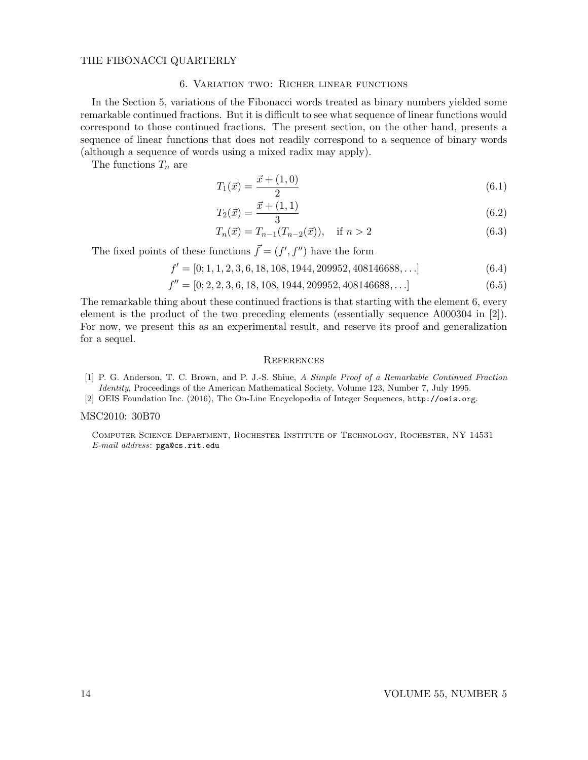## 6. Variation two: Richer linear functions

In the Section 5, variations of the Fibonacci words treated as binary numbers yielded some remarkable continued fractions. But it is difficult to see what sequence of linear functions would correspond to those continued fractions. The present section, on the other hand, presents a sequence of linear functions that does not readily correspond to a sequence of binary words (although a sequence of words using a mixed radix may apply).

The functions $T_n$ are

$$T_1(\vec{x}) = \frac{\vec{x} + (1,0)}{2} \tag{6.1}$$

$$T_2(\vec{x}) = \frac{\vec{x} + (1,1)}{3} \tag{6.2}$$

$$T_n(\vec{x}) = T_{n-1}(T_{n-2}(\vec{x})), \quad \text{if } n > 2 \tag{6.3}$$

The fixed points of these functions $\vec{f} = (f', f'')$ have the form

$$f' = [0; 1, 1, 2, 3, 6, 18, 108, 1944, 209952, 408146688, \ldots] \tag{6.4}$$

$$f'' = [0; 2, 2, 3, 6, 18, 108, 1944, 209952, 408146688, \ldots] \tag{6.5}$$

The remarkable thing about these continued fractions is that starting with the element 6, every element is the product of the two preceding elements (essentially sequence A000304 in [2]). For now, we present this as an experimental result, and reserve its proof and generalization for a sequel.

## References

[1] P. G. Anderson, T. C. Brown, and P. J.-S. Shiue, *A Simple Proof of a Remarkable Continued Fraction Identity*, Proceedings of the American Mathematical Society, Volume 123, Number 7, July 1995.

[2] OEIS Foundation Inc. (2016), The On-Line Encyclopedia of Integer Sequences, `http://oeis.org`.

MSC2010: 30B70

Computer Science Department, Rochester Institute of Technology, Rochester, NY 14531
*E-mail address*: `pga@cs.rit.edu`